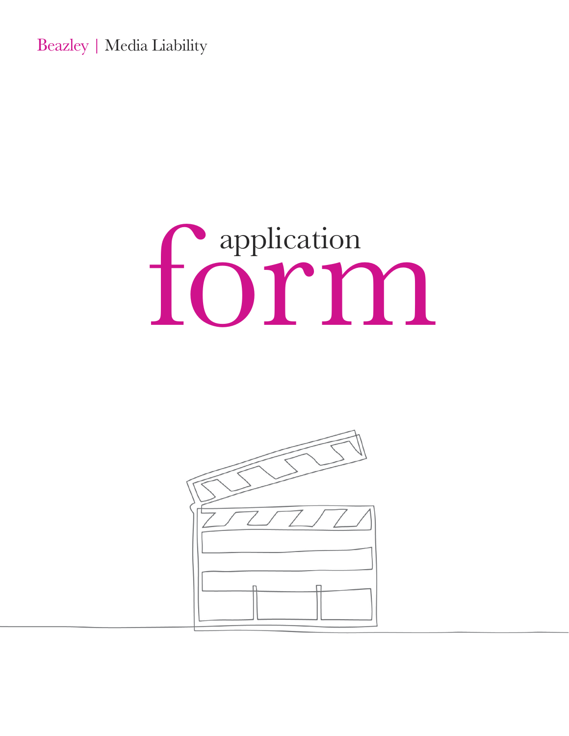Beazley | Media Liability

# application form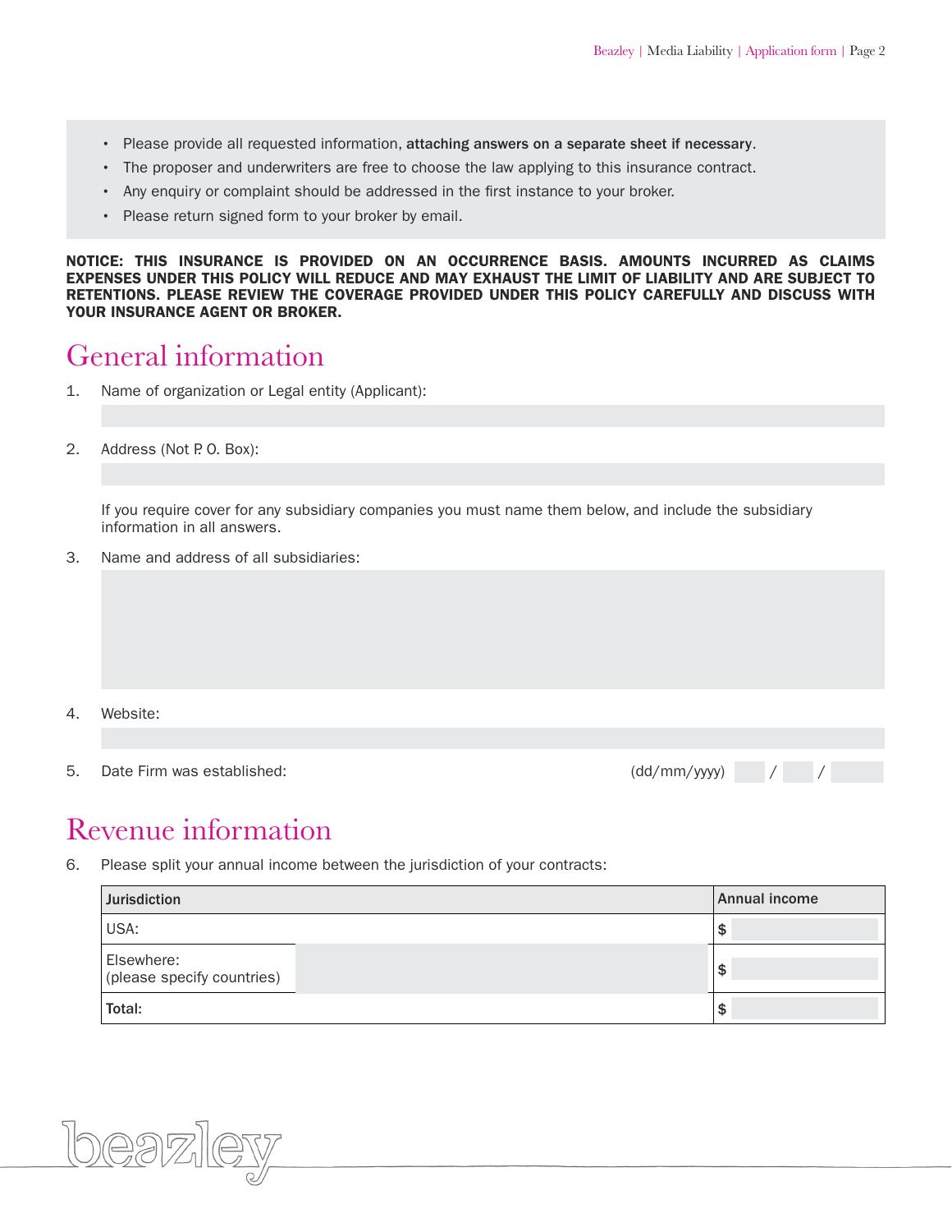- Please provide all requested information, **attaching answers on a separate sheet if necessary**.
- The proposer and underwriters are free to choose the law applying to this insurance contract.
- Any enquiry or complaint should be addressed in the first instance to your broker.
- Please return signed form to your broker by email.

**NOTICE: THIS INSURANCE IS PROVIDED ON AN OCCURRENCE BASIS. AMOUNTS INCURRED AS CLAIMS EXPENSES UNDER THIS POLICY WILL REDUCE AND MAY EXHAUST THE LIMIT OF LIABILITY AND ARE SUBJECT TO RETENTIONS. PLEASE REVIEW THE COVERAGE PROVIDED UNDER THIS POLICY CAREFULLY AND DISCUSS WITH YOUR INSURANCE AGENT OR BROKER.**

# General information

1. Name of organization or Legal entity (Applicant):

2. Address (Not P. O. Box):

   If you require cover for any subsidiary companies you must name them below, and include the subsidiary information in all answers.

3. Name and address of all subsidiaries:

4. Website:

5. Date Firm was established: (dd/mm/yyyy) / /

# Revenue information

6. Please split your annual income between the jurisdiction of your contracts:

| Jurisdiction | | Annual income |
|---|---|---|
| USA: | | $ |
| Elsewhere: (please specify countries) | | $ |
| **Total:** | | $ |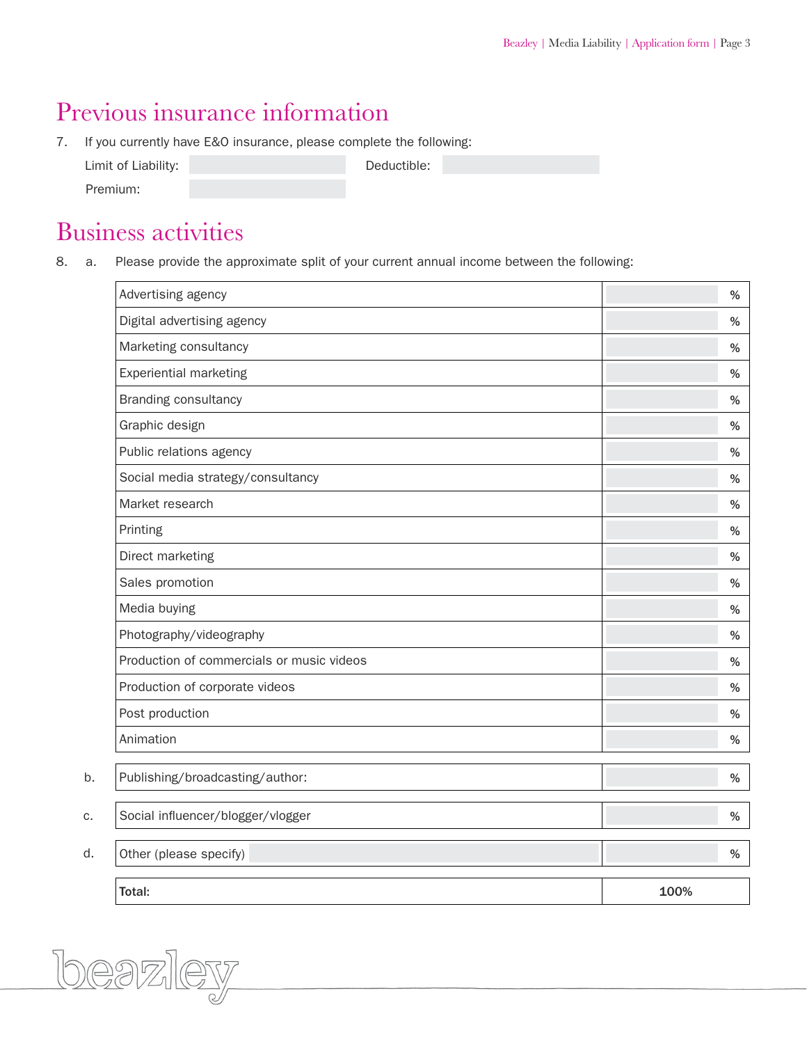## Previous insurance information

7. If you currently have E&O insurance, please complete the following:

Limit of Liability: Deductible:

Premium:

## Business activities

8. a. Please provide the approximate split of your current annual income between the following:

| | |
|---|---|
| Advertising agency | % |
| Digital advertising agency | % |
| Marketing consultancy | % |
| Experiential marketing | % |
| Branding consultancy | % |
| Graphic design | % |
| Public relations agency | % |
| Social media strategy/consultancy | % |
| Market research | % |
| Printing | % |
| Direct marketing | % |
| Sales promotion | % |
| Media buying | % |
| Photography/videography | % |
| Production of commercials or music videos | % |
| Production of corporate videos | % |
| Post production | % |
| Animation | % |

b.

| | |
|---|---|
| Publishing/broadcasting/author: | % |

c.

| | |
|---|---|
| Social influencer/blogger/vlogger | % |

d.

| | |
|---|---|
| Other (please specify) | % |

| | |
|---|---|
| **Total:** | **100%** |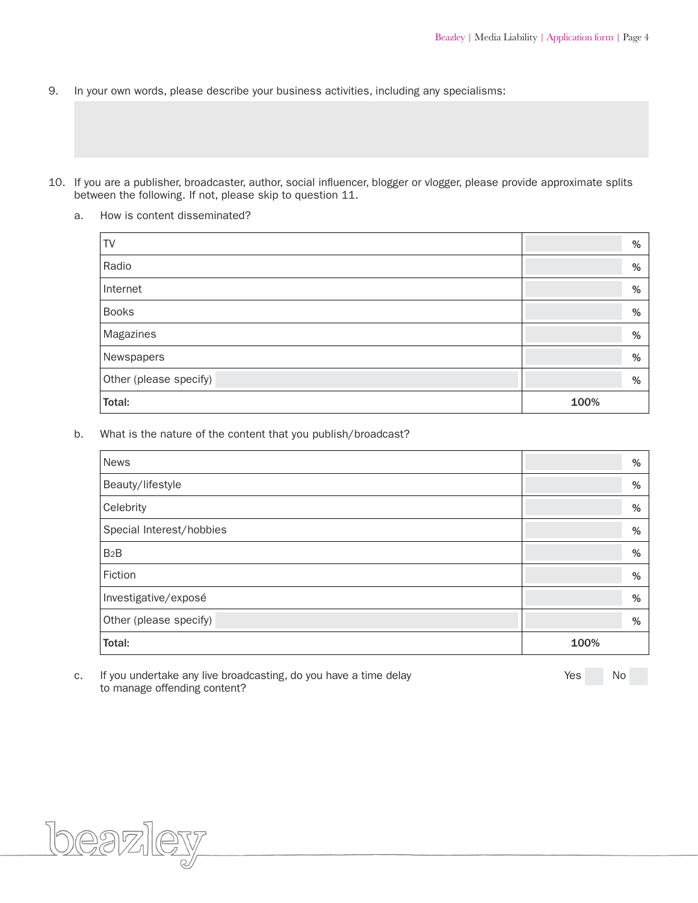9. In your own words, please describe your business activities, including any specialisms:

10. If you are a publisher, broadcaster, author, social influencer, blogger or vlogger, please provide approximate splits between the following. If not, please skip to question 11.

    a. How is content disseminated?

| | |
|---|---|
| TV | % |
| Radio | % |
| Internet | % |
| Books | % |
| Magazines | % |
| Newspapers | % |
| Other (please specify) | % |
| **Total:** | 100% |

    b. What is the nature of the content that you publish/broadcast?

| | |
|---|---|
| News | % |
| Beauty/lifestyle | % |
| Celebrity | % |
| Special Interest/hobbies | % |
| B2B | % |
| Fiction | % |
| Investigative/exposé | % |
| Other (please specify) | % |
| **Total:** | 100% |

    c. If you undertake any live broadcasting, do you have a time delay to manage offending content? Yes No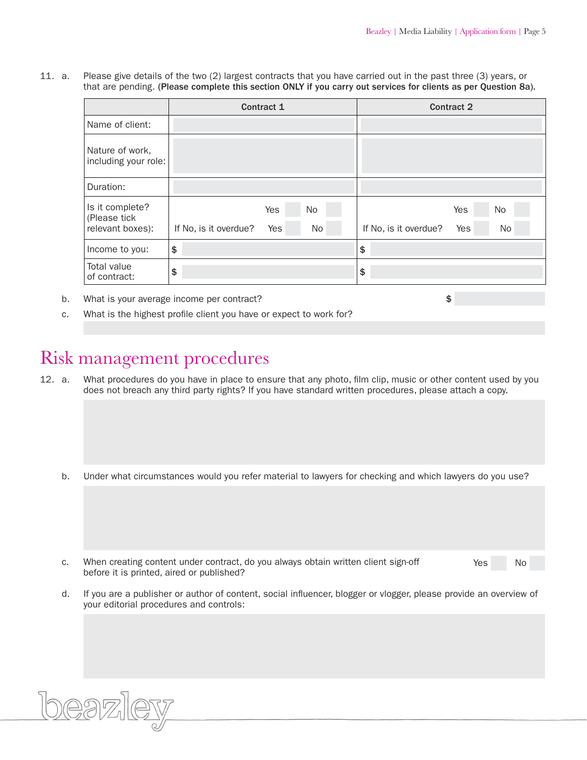11. a. Please give details of the two (2) largest contracts that you have carried out in the past three (3) years, or that are pending. **(Please complete this section ONLY if you carry out services for clients as per Question 8a).**

| | Contract 1 | Contract 2 |
|---|---|---|
| Name of client: | | |
| Nature of work, including your role: | | |
| Duration: | | |
| Is it complete? (Please tick relevant boxes): | Yes ☐ No ☐<br>If No, is it overdue? Yes ☐ No ☐ | Yes ☐ No ☐<br>If No, is it overdue? Yes ☐ No ☐ |
| Income to you: | $ | $ |
| Total value of contract: | $ | $ |

b. What is your average income per contract? $

c. What is the highest profile client you have or expect to work for?

# Risk management procedures

12. a. What procedures do you have in place to ensure that any photo, film clip, music or other content used by you does not breach any third party rights? If you have standard written procedures, please attach a copy.

b. Under what circumstances would you refer material to lawyers for checking and which lawyers do you use?

c. When creating content under contract, do you always obtain written client sign-off before it is printed, aired or published? Yes ☐ No ☐

d. If you are a publisher or author of content, social influencer, blogger or vlogger, please provide an overview of your editorial procedures and controls: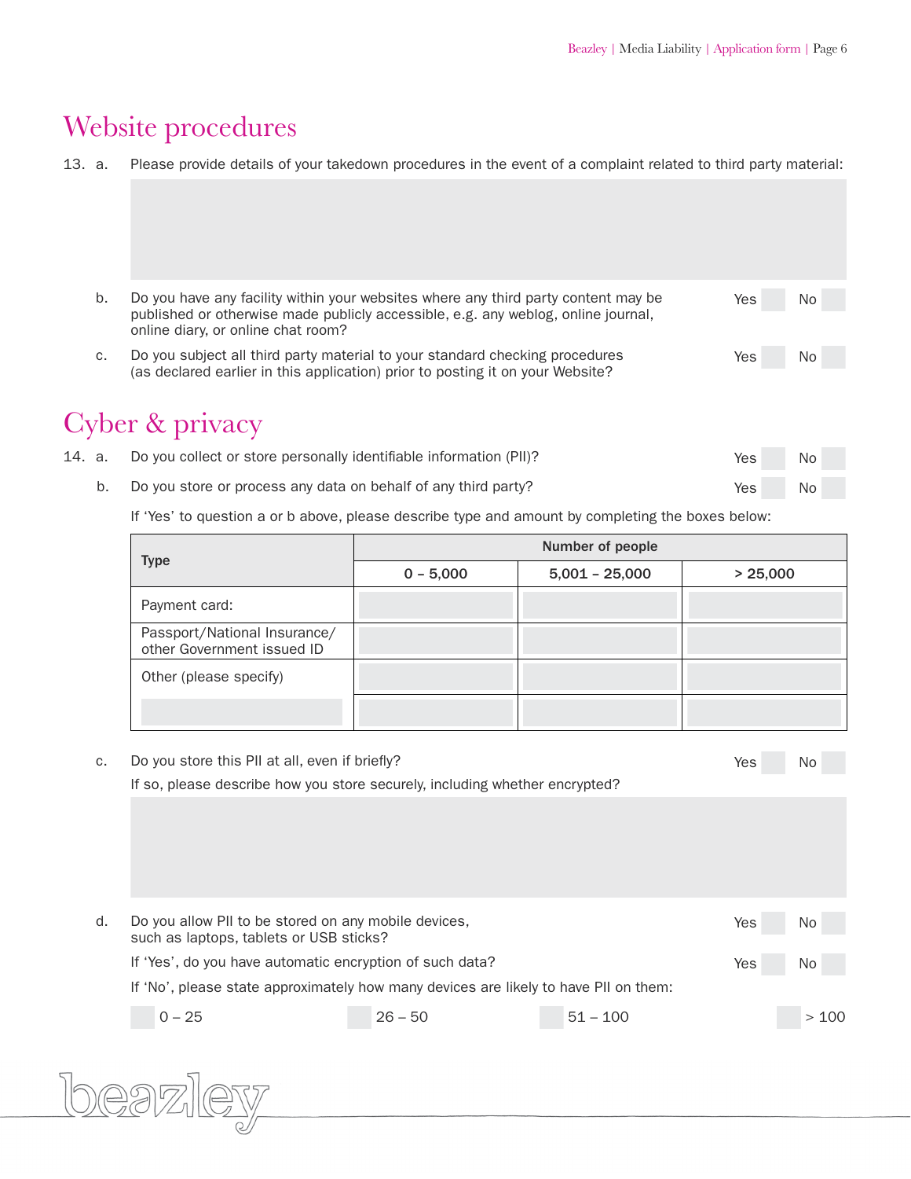# Website procedures

13. a. Please provide details of your takedown procedures in the event of a complaint related to third party material:

b. Do you have any facility within your websites where any third party content may be published or otherwise made publicly accessible, e.g. any weblog, online journal, online diary, or online chat room? Yes ☐ No ☐

c. Do you subject all third party material to your standard checking procedures (as declared earlier in this application) prior to posting it on your Website? Yes ☐ No ☐

# Cyber & privacy

14. a. Do you collect or store personally identifiable information (PII)? Yes ☐ No ☐

b. Do you store or process any data on behalf of any third party? Yes ☐ No ☐

If 'Yes' to question a or b above, please describe type and amount by completing the boxes below:

| Type | Number of people | | |
|---|---|---|---|
| | 0 – 5,000 | 5,001 – 25,000 | > 25,000 |
| Payment card: | | | |
| Passport/National Insurance/ other Government issued ID | | | |
| Other (please specify) | | | |
| | | | |

c. Do you store this PII at all, even if briefly? Yes ☐ No ☐

If so, please describe how you store securely, including whether encrypted?

d. Do you allow PII to be stored on any mobile devices, such as laptops, tablets or USB sticks? Yes ☐ No ☐

If 'Yes', do you have automatic encryption of such data? Yes ☐ No ☐

If 'No', please state approximately how many devices are likely to have PII on them:

☐ 0 – 25 ☐ 26 – 50 ☐ 51 – 100 ☐ > 100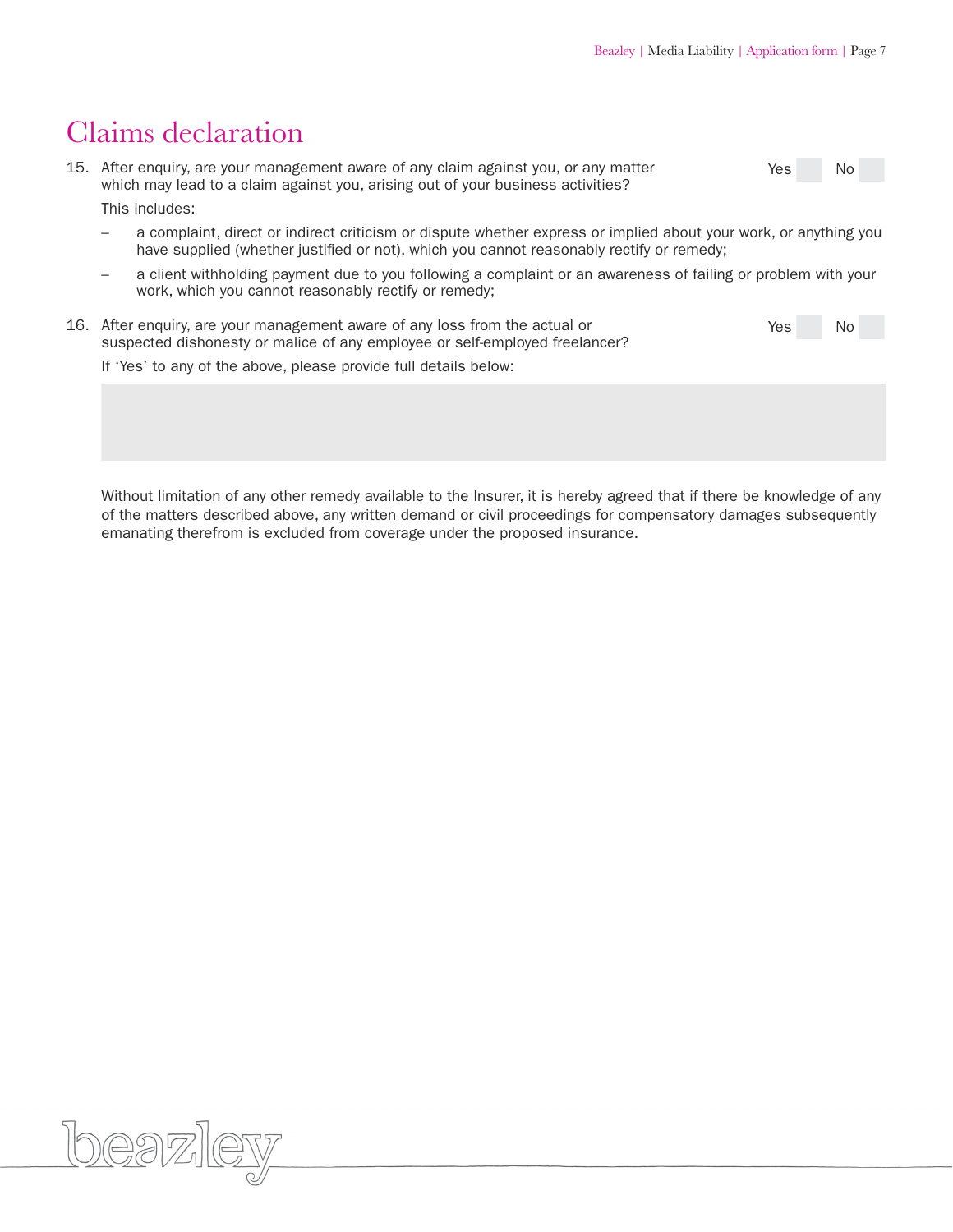# Claims declaration

15. After enquiry, are your management aware of any claim against you, or any matter which may lead to a claim against you, arising out of your business activities? Yes ☐ No ☐

    This includes:

    – a complaint, direct or indirect criticism or dispute whether express or implied about your work, or anything you have supplied (whether justified or not), which you cannot reasonably rectify or remedy;

    – a client withholding payment due to you following a complaint or an awareness of failing or problem with your work, which you cannot reasonably rectify or remedy;

16. After enquiry, are your management aware of any loss from the actual or suspected dishonesty or malice of any employee or self-employed freelancer? Yes ☐ No ☐

    If 'Yes' to any of the above, please provide full details below:

Without limitation of any other remedy available to the Insurer, it is hereby agreed that if there be knowledge of any of the matters described above, any written demand or civil proceedings for compensatory damages subsequently emanating therefrom is excluded from coverage under the proposed insurance.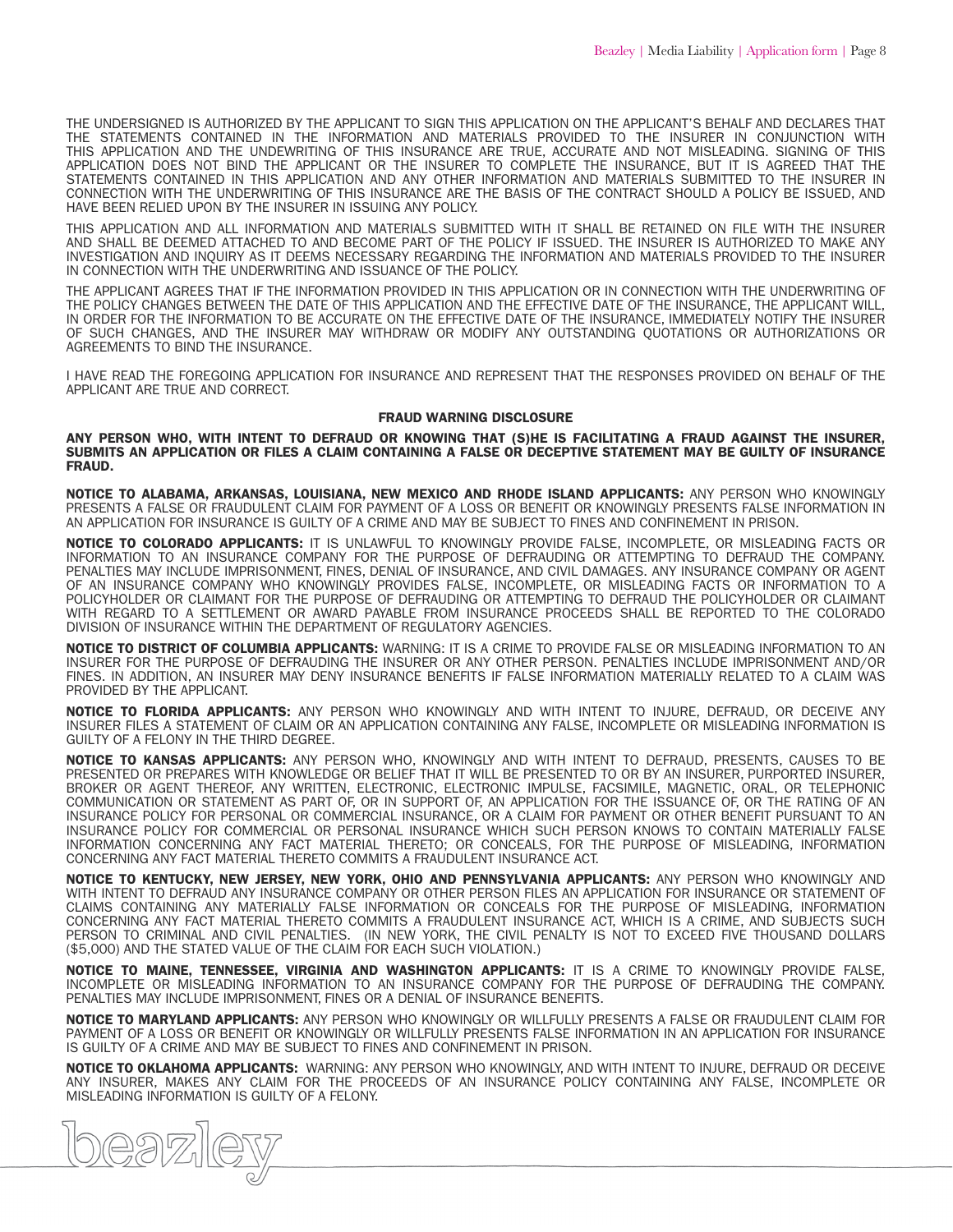THE UNDERSIGNED IS AUTHORIZED BY THE APPLICANT TO SIGN THIS APPLICATION ON THE APPLICANT'S BEHALF AND DECLARES THAT THE STATEMENTS CONTAINED IN THE INFORMATION AND MATERIALS PROVIDED TO THE INSURER IN CONJUNCTION WITH THIS APPLICATION AND THE UNDEWRITING OF THIS INSURANCE ARE TRUE, ACCURATE AND NOT MISLEADING. SIGNING OF THIS APPLICATION DOES NOT BIND THE APPLICANT OR THE INSURER TO COMPLETE THE INSURANCE, BUT IT IS AGREED THAT THE STATEMENTS CONTAINED IN THIS APPLICATION AND ANY OTHER INFORMATION AND MATERIALS SUBMITTED TO THE INSURER IN CONNECTION WITH THE UNDERWRITING OF THIS INSURANCE ARE THE BASIS OF THE CONTRACT SHOULD A POLICY BE ISSUED, AND HAVE BEEN RELIED UPON BY THE INSURER IN ISSUING ANY POLICY.

THIS APPLICATION AND ALL INFORMATION AND MATERIALS SUBMITTED WITH IT SHALL BE RETAINED ON FILE WITH THE INSURER AND SHALL BE DEEMED ATTACHED TO AND BECOME PART OF THE POLICY IF ISSUED. THE INSURER IS AUTHORIZED TO MAKE ANY INVESTIGATION AND INQUIRY AS IT DEEMS NECESSARY REGARDING THE INFORMATION AND MATERIALS PROVIDED TO THE INSURER IN CONNECTION WITH THE UNDERWRITING AND ISSUANCE OF THE POLICY.

THE APPLICANT AGREES THAT IF THE INFORMATION PROVIDED IN THIS APPLICATION OR IN CONNECTION WITH THE UNDERWRITING OF THE POLICY CHANGES BETWEEN THE DATE OF THIS APPLICATION AND THE EFFECTIVE DATE OF THE INSURANCE, THE APPLICANT WILL, IN ORDER FOR THE INFORMATION TO BE ACCURATE ON THE EFFECTIVE DATE OF THE INSURANCE, IMMEDIATELY NOTIFY THE INSURER OF SUCH CHANGES, AND THE INSURER MAY WITHDRAW OR MODIFY ANY OUTSTANDING QUOTATIONS OR AUTHORIZATIONS OR AGREEMENTS TO BIND THE INSURANCE.

I HAVE READ THE FOREGOING APPLICATION FOR INSURANCE AND REPRESENT THAT THE RESPONSES PROVIDED ON BEHALF OF THE APPLICANT ARE TRUE AND CORRECT.

## FRAUD WARNING DISCLOSURE

**ANY PERSON WHO, WITH INTENT TO DEFRAUD OR KNOWING THAT (S)HE IS FACILITATING A FRAUD AGAINST THE INSURER, SUBMITS AN APPLICATION OR FILES A CLAIM CONTAINING A FALSE OR DECEPTIVE STATEMENT MAY BE GUILTY OF INSURANCE FRAUD.**

**NOTICE TO ALABAMA, ARKANSAS, LOUISIANA, NEW MEXICO AND RHODE ISLAND APPLICANTS:** ANY PERSON WHO KNOWINGLY PRESENTS A FALSE OR FRAUDULENT CLAIM FOR PAYMENT OF A LOSS OR BENEFIT OR KNOWINGLY PRESENTS FALSE INFORMATION IN AN APPLICATION FOR INSURANCE IS GUILTY OF A CRIME AND MAY BE SUBJECT TO FINES AND CONFINEMENT IN PRISON.

**NOTICE TO COLORADO APPLICANTS:** IT IS UNLAWFUL TO KNOWINGLY PROVIDE FALSE, INCOMPLETE, OR MISLEADING FACTS OR INFORMATION TO AN INSURANCE COMPANY FOR THE PURPOSE OF DEFRAUDING OR ATTEMPTING TO DEFRAUD THE COMPANY. PENALTIES MAY INCLUDE IMPRISONMENT, FINES, DENIAL OF INSURANCE, AND CIVIL DAMAGES. ANY INSURANCE COMPANY OR AGENT OF AN INSURANCE COMPANY WHO KNOWINGLY PROVIDES FALSE, INCOMPLETE, OR MISLEADING FACTS OR INFORMATION TO A POLICYHOLDER OR CLAIMANT FOR THE PURPOSE OF DEFRAUDING OR ATTEMPTING TO DEFRAUD THE POLICYHOLDER OR CLAIMANT WITH REGARD TO A SETTLEMENT OR AWARD PAYABLE FROM INSURANCE PROCEEDS SHALL BE REPORTED TO THE COLORADO DIVISION OF INSURANCE WITHIN THE DEPARTMENT OF REGULATORY AGENCIES.

**NOTICE TO DISTRICT OF COLUMBIA APPLICANTS:** WARNING: IT IS A CRIME TO PROVIDE FALSE OR MISLEADING INFORMATION TO AN INSURER FOR THE PURPOSE OF DEFRAUDING THE INSURER OR ANY OTHER PERSON. PENALTIES INCLUDE IMPRISONMENT AND/OR FINES. IN ADDITION, AN INSURER MAY DENY INSURANCE BENEFITS IF FALSE INFORMATION MATERIALLY RELATED TO A CLAIM WAS PROVIDED BY THE APPLICANT.

**NOTICE TO FLORIDA APPLICANTS:** ANY PERSON WHO KNOWINGLY AND WITH INTENT TO INJURE, DEFRAUD, OR DECEIVE ANY INSURER FILES A STATEMENT OF CLAIM OR AN APPLICATION CONTAINING ANY FALSE, INCOMPLETE OR MISLEADING INFORMATION IS GUILTY OF A FELONY IN THE THIRD DEGREE.

**NOTICE TO KANSAS APPLICANTS:** ANY PERSON WHO, KNOWINGLY AND WITH INTENT TO DEFRAUD, PRESENTS, CAUSES TO BE PRESENTED OR PREPARES WITH KNOWLEDGE OR BELIEF THAT IT WILL BE PRESENTED TO OR BY AN INSURER, PURPORTED INSURER, BROKER OR AGENT THEREOF, ANY WRITTEN, ELECTRONIC, ELECTRONIC IMPULSE, FACSIMILE, MAGNETIC, ORAL, OR TELEPHONIC COMMUNICATION OR STATEMENT AS PART OF, OR IN SUPPORT OF, AN APPLICATION FOR THE ISSUANCE OF, OR THE RATING OF AN INSURANCE POLICY FOR PERSONAL OR COMMERCIAL INSURANCE, OR A CLAIM FOR PAYMENT OR OTHER BENEFIT PURSUANT TO AN INSURANCE POLICY FOR COMMERCIAL OR PERSONAL INSURANCE WHICH SUCH PERSON KNOWS TO CONTAIN MATERIALLY FALSE INFORMATION CONCERNING ANY FACT MATERIAL THERETO; OR CONCEALS, FOR THE PURPOSE OF MISLEADING, INFORMATION CONCERNING ANY FACT MATERIAL THERETO COMMITS A FRAUDULENT INSURANCE ACT.

**NOTICE TO KENTUCKY, NEW JERSEY, NEW YORK, OHIO AND PENNSYLVANIA APPLICANTS:** ANY PERSON WHO KNOWINGLY AND WITH INTENT TO DEFRAUD ANY INSURANCE COMPANY OR OTHER PERSON FILES AN APPLICATION FOR INSURANCE OR STATEMENT OF CLAIMS CONTAINING ANY MATERIALLY FALSE INFORMATION OR CONCEALS FOR THE PURPOSE OF MISLEADING, INFORMATION CONCERNING ANY FACT MATERIAL THERETO COMMITS A FRAUDULENT INSURANCE ACT, WHICH IS A CRIME, AND SUBJECTS SUCH PERSON TO CRIMINAL AND CIVIL PENALTIES. (IN NEW YORK, THE CIVIL PENALTY IS NOT TO EXCEED FIVE THOUSAND DOLLARS ($5,000) AND THE STATED VALUE OF THE CLAIM FOR EACH SUCH VIOLATION.)

**NOTICE TO MAINE, TENNESSEE, VIRGINIA AND WASHINGTON APPLICANTS:** IT IS A CRIME TO KNOWINGLY PROVIDE FALSE, INCOMPLETE OR MISLEADING INFORMATION TO AN INSURANCE COMPANY FOR THE PURPOSE OF DEFRAUDING THE COMPANY. PENALTIES MAY INCLUDE IMPRISONMENT, FINES OR A DENIAL OF INSURANCE BENEFITS.

**NOTICE TO MARYLAND APPLICANTS:** ANY PERSON WHO KNOWINGLY OR WILLFULLY PRESENTS A FALSE OR FRAUDULENT CLAIM FOR PAYMENT OF A LOSS OR BENEFIT OR KNOWINGLY OR WILLFULLY PRESENTS FALSE INFORMATION IN AN APPLICATION FOR INSURANCE IS GUILTY OF A CRIME AND MAY BE SUBJECT TO FINES AND CONFINEMENT IN PRISON.

**NOTICE TO OKLAHOMA APPLICANTS:** WARNING: ANY PERSON WHO KNOWINGLY, AND WITH INTENT TO INJURE, DEFRAUD OR DECEIVE ANY INSURER, MAKES ANY CLAIM FOR THE PROCEEDS OF AN INSURANCE POLICY CONTAINING ANY FALSE, INCOMPLETE OR MISLEADING INFORMATION IS GUILTY OF A FELONY.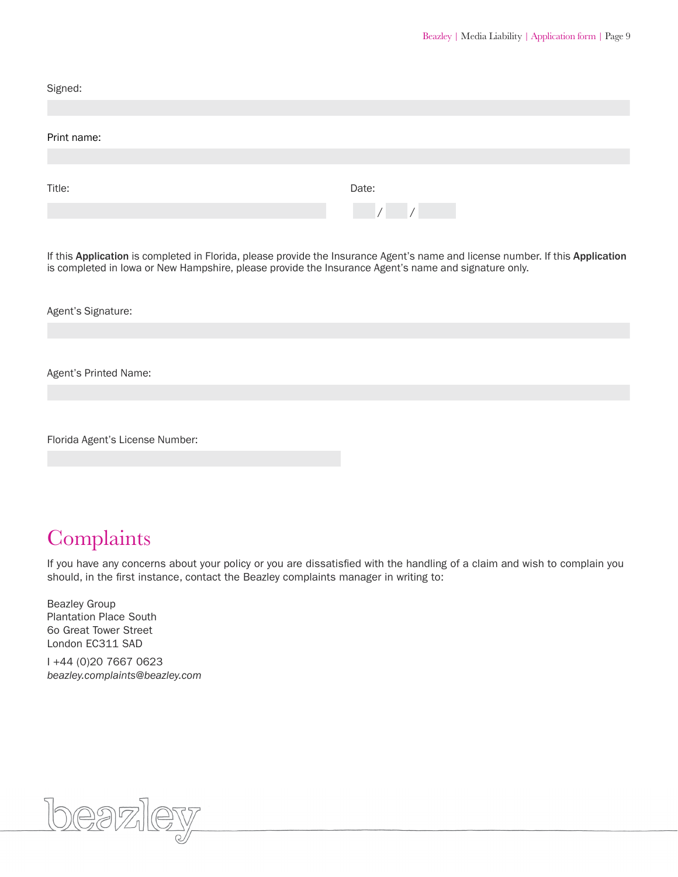Signed:

Print name:

Title:

Date:

/ /

If this **Application** is completed in Florida, please provide the Insurance Agent's name and license number. If this **Application** is completed in Iowa or New Hampshire, please provide the Insurance Agent's name and signature only.

Agent's Signature:

Agent's Printed Name:

Florida Agent's License Number:

# Complaints

If you have any concerns about your policy or you are dissatisfied with the handling of a claim and wish to complain you should, in the first instance, contact the Beazley complaints manager in writing to:

Beazley Group
Plantation Place South
6o Great Tower Street
London EC311 SAD

I +44 (0)20 7667 0623
*beazley.complaints@beazley.com*